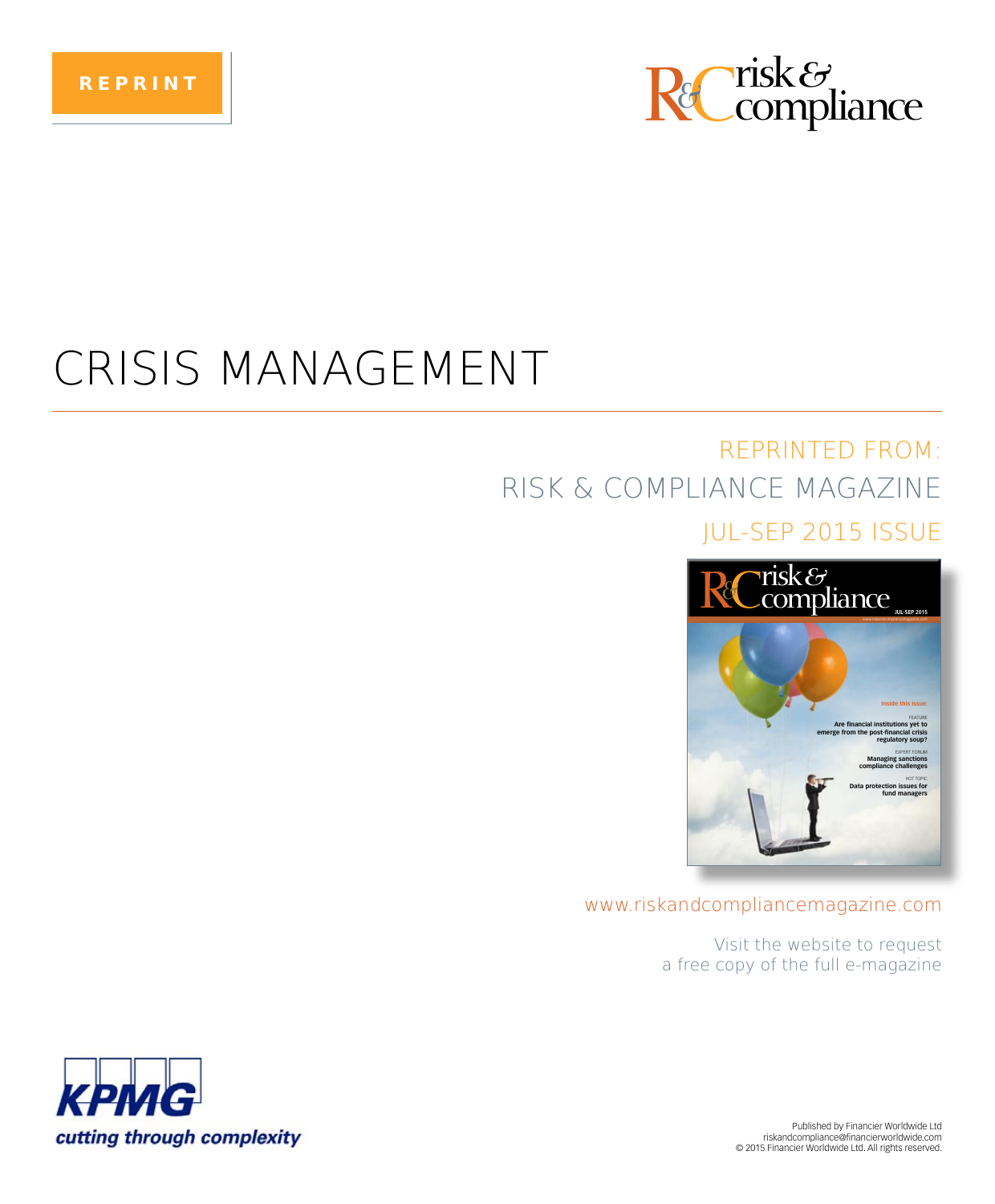REPRINT

# CRISIS MANAGEMENT

REPRINTED FROM:

RISK & COMPLIANCE MAGAZINE

JUL-SEP 2015 ISSUE

www.riskandcompliancemagazine.com

Visit the website to request a free copy of the full e-magazine

KPMG

*cutting through complexity*

Published by Financier Worldwide Ltd
riskandcompliance@financierworldwide.com
© 2015 Financier Worldwide Ltd. All rights reserved.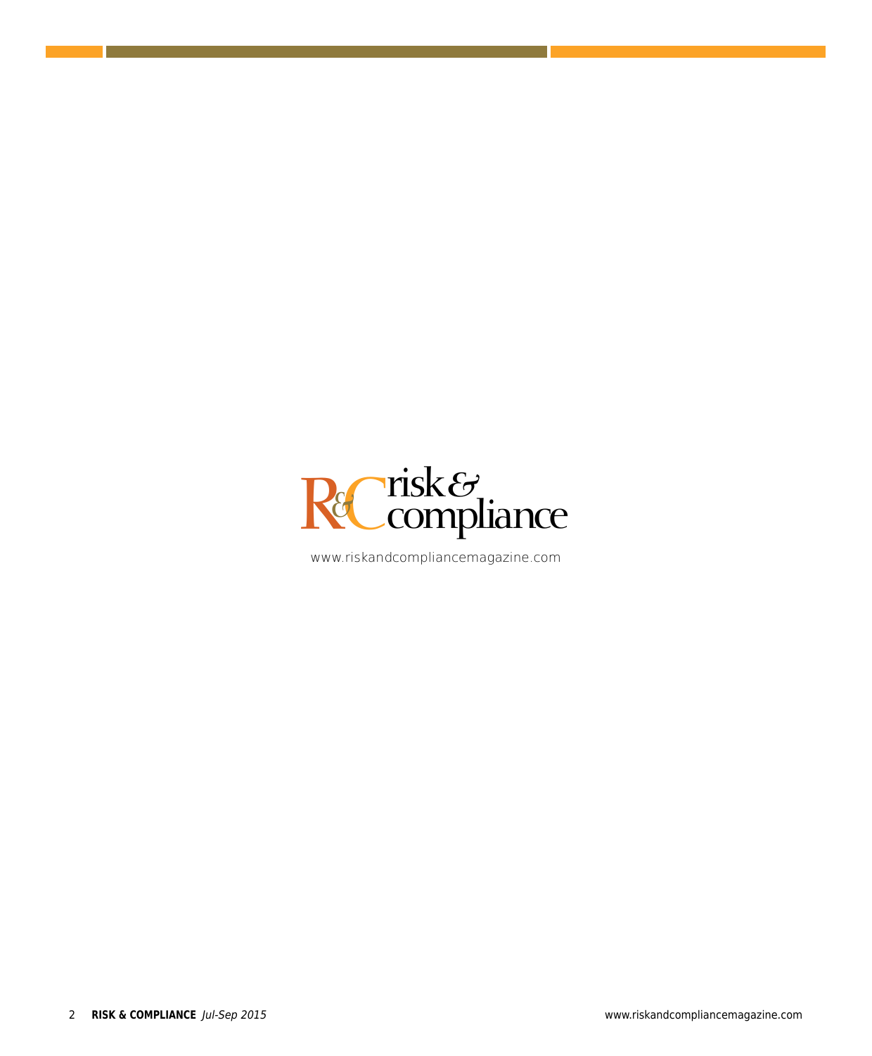risk & compliance

www.riskandcompliancemagazine.com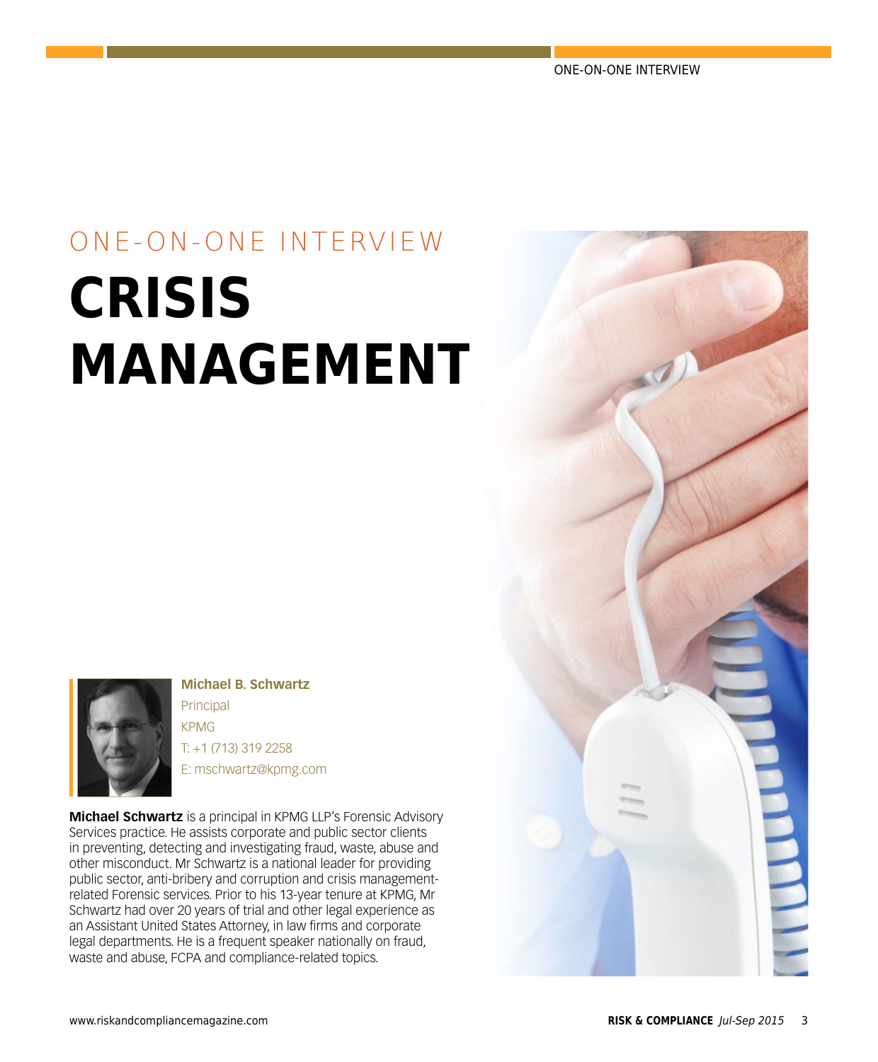ONE-ON-ONE INTERVIEW

# CRISIS MANAGEMENT

**Michael B. Schwartz**
Principal
KPMG
T: +1 (713) 319 2258
E: mschwartz@kpmg.com

**Michael Schwartz** is a principal in KPMG LLP's Forensic Advisory Services practice. He assists corporate and public sector clients in preventing, detecting and investigating fraud, waste, abuse and other misconduct. Mr Schwartz is a national leader for providing public sector, anti-bribery and corruption and crisis management-related Forensic services. Prior to his 13-year tenure at KPMG, Mr Schwartz had over 20 years of trial and other legal experience as an Assistant United States Attorney, in law firms and corporate legal departments. He is a frequent speaker nationally on fraud, waste and abuse, FCPA and compliance-related topics.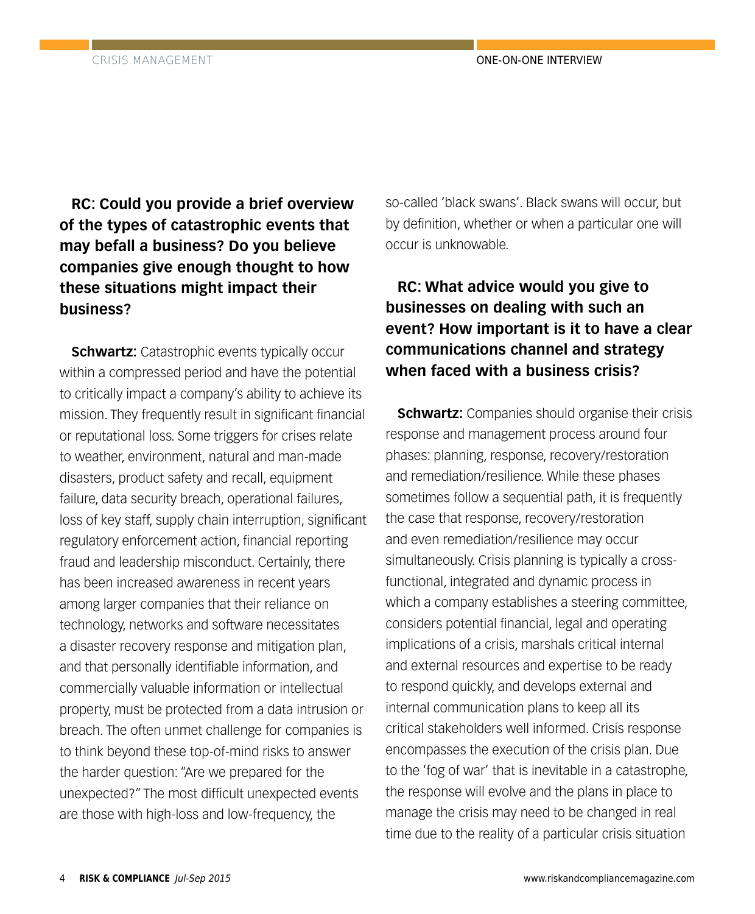**RC: Could you provide a brief overview of the types of catastrophic events that may befall a business? Do you believe companies give enough thought to how these situations might impact their business?**

**Schwartz:** Catastrophic events typically occur within a compressed period and have the potential to critically impact a company's ability to achieve its mission. They frequently result in significant financial or reputational loss. Some triggers for crises relate to weather, environment, natural and man-made disasters, product safety and recall, equipment failure, data security breach, operational failures, loss of key staff, supply chain interruption, significant regulatory enforcement action, financial reporting fraud and leadership misconduct. Certainly, there has been increased awareness in recent years among larger companies that their reliance on technology, networks and software necessitates a disaster recovery response and mitigation plan, and that personally identifiable information, and commercially valuable information or intellectual property, must be protected from a data intrusion or breach. The often unmet challenge for companies is to think beyond these top-of-mind risks to answer the harder question: "Are we prepared for the unexpected?" The most difficult unexpected events are those with high-loss and low-frequency, the so-called 'black swans'. Black swans will occur, but by definition, whether or when a particular one will occur is unknowable.

**RC: What advice would you give to businesses on dealing with such an event? How important is it to have a clear communications channel and strategy when faced with a business crisis?**

**Schwartz:** Companies should organise their crisis response and management process around four phases: planning, response, recovery/restoration and remediation/resilience. While these phases sometimes follow a sequential path, it is frequently the case that response, recovery/restoration and even remediation/resilience may occur simultaneously. Crisis planning is typically a cross-functional, integrated and dynamic process in which a company establishes a steering committee, considers potential financial, legal and operating implications of a crisis, marshals critical internal and external resources and expertise to be ready to respond quickly, and develops external and internal communication plans to keep all its critical stakeholders well informed. Crisis response encompasses the execution of the crisis plan. Due to the 'fog of war' that is inevitable in a catastrophe, the response will evolve and the plans in place to manage the crisis may need to be changed in real time due to the reality of a particular crisis situation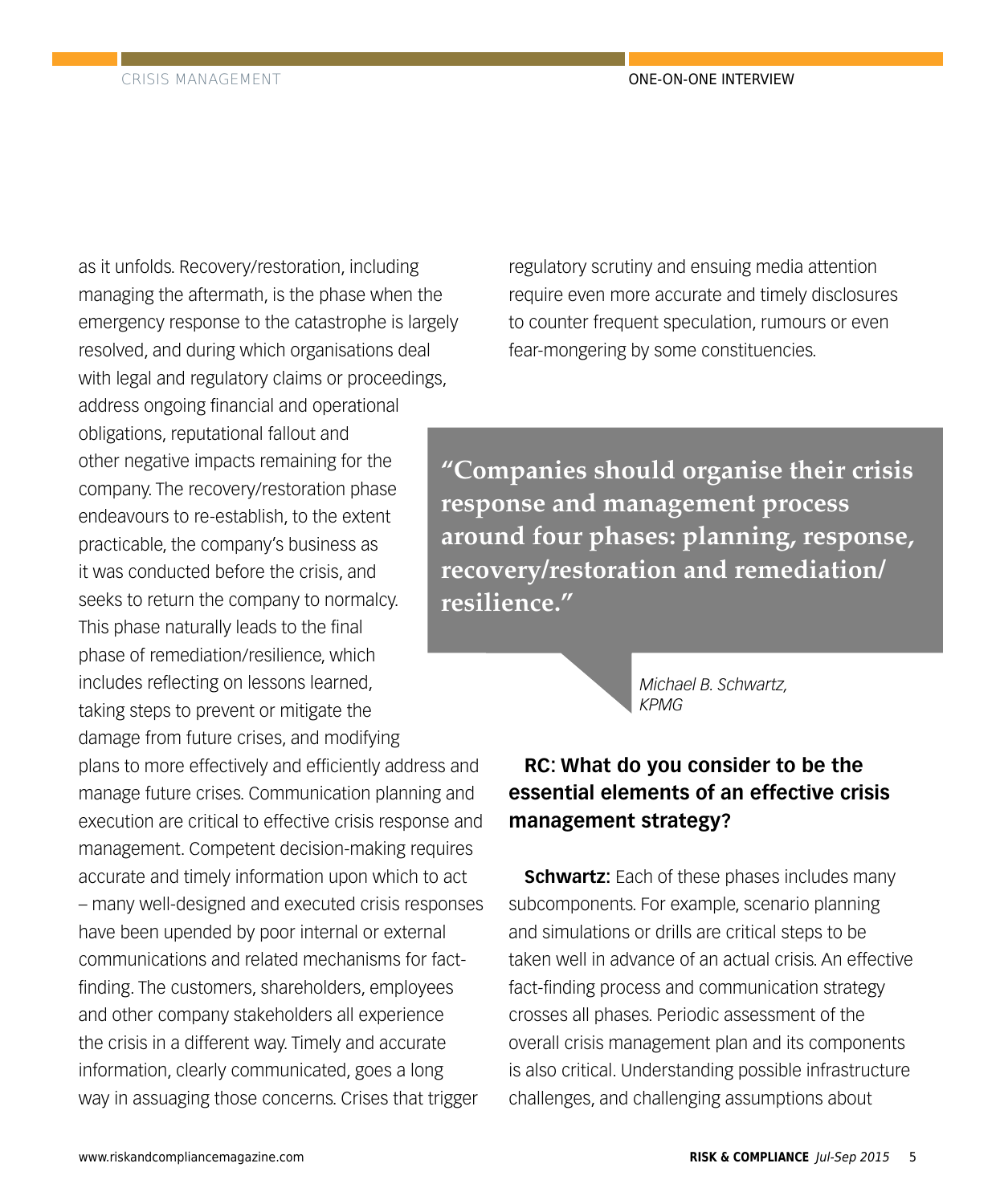as it unfolds. Recovery/restoration, including managing the aftermath, is the phase when the emergency response to the catastrophe is largely resolved, and during which organisations deal with legal and regulatory claims or proceedings, address ongoing financial and operational obligations, reputational fallout and other negative impacts remaining for the company. The recovery/restoration phase endeavours to re-establish, to the extent practicable, the company's business as it was conducted before the crisis, and seeks to return the company to normalcy. This phase naturally leads to the final phase of remediation/resilience, which includes reflecting on lessons learned, taking steps to prevent or mitigate the damage from future crises, and modifying plans to more effectively and efficiently address and manage future crises. Communication planning and execution are critical to effective crisis response and management. Competent decision-making requires accurate and timely information upon which to act – many well-designed and executed crisis responses have been upended by poor internal or external communications and related mechanisms for fact-finding. The customers, shareholders, employees and other company stakeholders all experience the crisis in a different way. Timely and accurate information, clearly communicated, goes a long way in assuaging those concerns. Crises that trigger regulatory scrutiny and ensuing media attention require even more accurate and timely disclosures to counter frequent speculation, rumours or even fear-mongering by some constituencies.

> **"Companies should organise their crisis response and management process around four phases: planning, response, recovery/restoration and remediation/resilience."**
>
> *Michael B. Schwartz, KPMG*

**RC: What do you consider to be the essential elements of an effective crisis management strategy?**

**Schwartz:** Each of these phases includes many subcomponents. For example, scenario planning and simulations or drills are critical steps to be taken well in advance of an actual crisis. An effective fact-finding process and communication strategy crosses all phases. Periodic assessment of the overall crisis management plan and its components is also critical. Understanding possible infrastructure challenges, and challenging assumptions about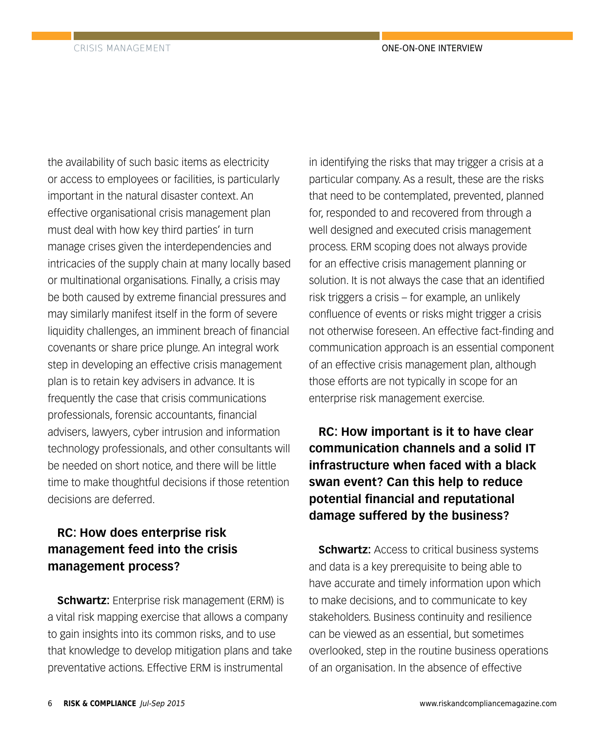the availability of such basic items as electricity or access to employees or facilities, is particularly important in the natural disaster context. An effective organisational crisis management plan must deal with how key third parties' in turn manage crises given the interdependencies and intricacies of the supply chain at many locally based or multinational organisations. Finally, a crisis may be both caused by extreme financial pressures and may similarly manifest itself in the form of severe liquidity challenges, an imminent breach of financial covenants or share price plunge. An integral work step in developing an effective crisis management plan is to retain key advisers in advance. It is frequently the case that crisis communications professionals, forensic accountants, financial advisers, lawyers, cyber intrusion and information technology professionals, and other consultants will be needed on short notice, and there will be little time to make thoughtful decisions if those retention decisions are deferred.

**RC: How does enterprise risk management feed into the crisis management process?**

**Schwartz:** Enterprise risk management (ERM) is a vital risk mapping exercise that allows a company to gain insights into its common risks, and to use that knowledge to develop mitigation plans and take preventative actions. Effective ERM is instrumental in identifying the risks that may trigger a crisis at a particular company. As a result, these are the risks that need to be contemplated, prevented, planned for, responded to and recovered from through a well designed and executed crisis management process. ERM scoping does not always provide for an effective crisis management planning or solution. It is not always the case that an identified risk triggers a crisis – for example, an unlikely confluence of events or risks might trigger a crisis not otherwise foreseen. An effective fact-finding and communication approach is an essential component of an effective crisis management plan, although those efforts are not typically in scope for an enterprise risk management exercise.

**RC: How important is it to have clear communication channels and a solid IT infrastructure when faced with a black swan event? Can this help to reduce potential financial and reputational damage suffered by the business?**

**Schwartz:** Access to critical business systems and data is a key prerequisite to being able to have accurate and timely information upon which to make decisions, and to communicate to key stakeholders. Business continuity and resilience can be viewed as an essential, but sometimes overlooked, step in the routine business operations of an organisation. In the absence of effective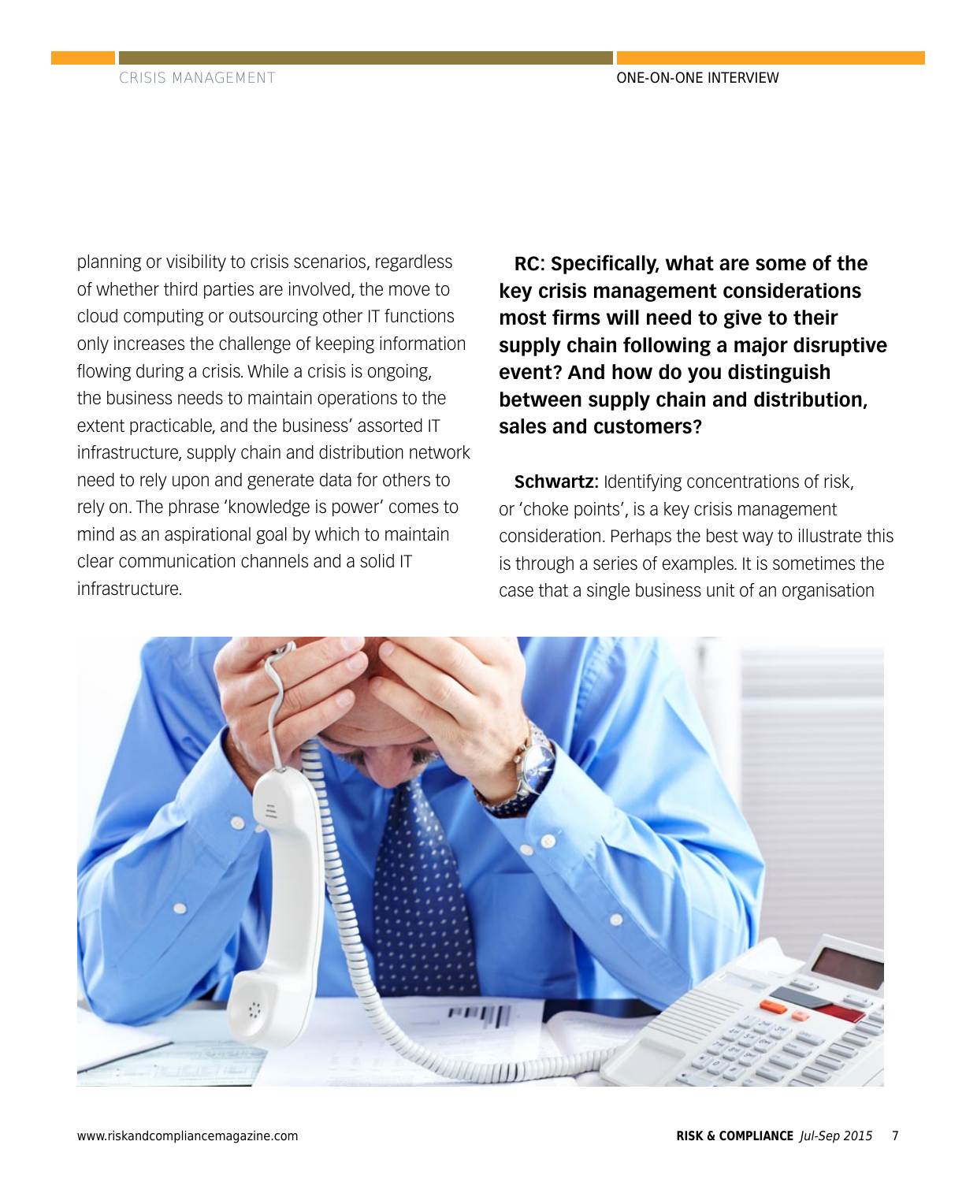planning or visibility to crisis scenarios, regardless of whether third parties are involved, the move to cloud computing or outsourcing other IT functions only increases the challenge of keeping information flowing during a crisis. While a crisis is ongoing, the business needs to maintain operations to the extent practicable, and the business' assorted IT infrastructure, supply chain and distribution network need to rely upon and generate data for others to rely on. The phrase 'knowledge is power' comes to mind as an aspirational goal by which to maintain clear communication channels and a solid IT infrastructure.

**RC: Specifically, what are some of the key crisis management considerations most firms will need to give to their supply chain following a major disruptive event? And how do you distinguish between supply chain and distribution, sales and customers?**

**Schwartz:** Identifying concentrations of risk, or 'choke points', is a key crisis management consideration. Perhaps the best way to illustrate this is through a series of examples. It is sometimes the case that a single business unit of an organisation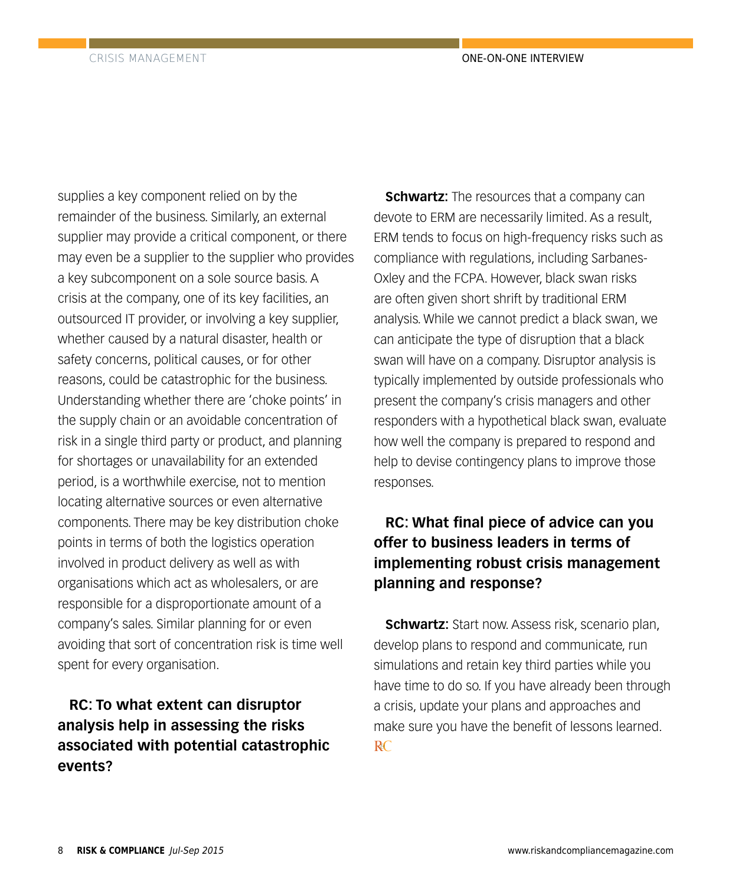supplies a key component relied on by the remainder of the business. Similarly, an external supplier may provide a critical component, or there may even be a supplier to the supplier who provides a key subcomponent on a sole source basis. A crisis at the company, one of its key facilities, an outsourced IT provider, or involving a key supplier, whether caused by a natural disaster, health or safety concerns, political causes, or for other reasons, could be catastrophic for the business. Understanding whether there are 'choke points' in the supply chain or an avoidable concentration of risk in a single third party or product, and planning for shortages or unavailability for an extended period, is a worthwhile exercise, not to mention locating alternative sources or even alternative components. There may be key distribution choke points in terms of both the logistics operation involved in product delivery as well as with organisations which act as wholesalers, or are responsible for a disproportionate amount of a company's sales. Similar planning for or even avoiding that sort of concentration risk is time well spent for every organisation.

**RC: To what extent can disruptor analysis help in assessing the risks associated with potential catastrophic events?**

**Schwartz:** The resources that a company can devote to ERM are necessarily limited. As a result, ERM tends to focus on high-frequency risks such as compliance with regulations, including Sarbanes-Oxley and the FCPA. However, black swan risks are often given short shrift by traditional ERM analysis. While we cannot predict a black swan, we can anticipate the type of disruption that a black swan will have on a company. Disruptor analysis is typically implemented by outside professionals who present the company's crisis managers and other responders with a hypothetical black swan, evaluate how well the company is prepared to respond and help to devise contingency plans to improve those responses.

**RC: What final piece of advice can you offer to business leaders in terms of implementing robust crisis management planning and response?**

**Schwartz:** Start now. Assess risk, scenario plan, develop plans to respond and communicate, run simulations and retain key third parties while you have time to do so. If you have already been through a crisis, update your plans and approaches and make sure you have the benefit of lessons learned. RC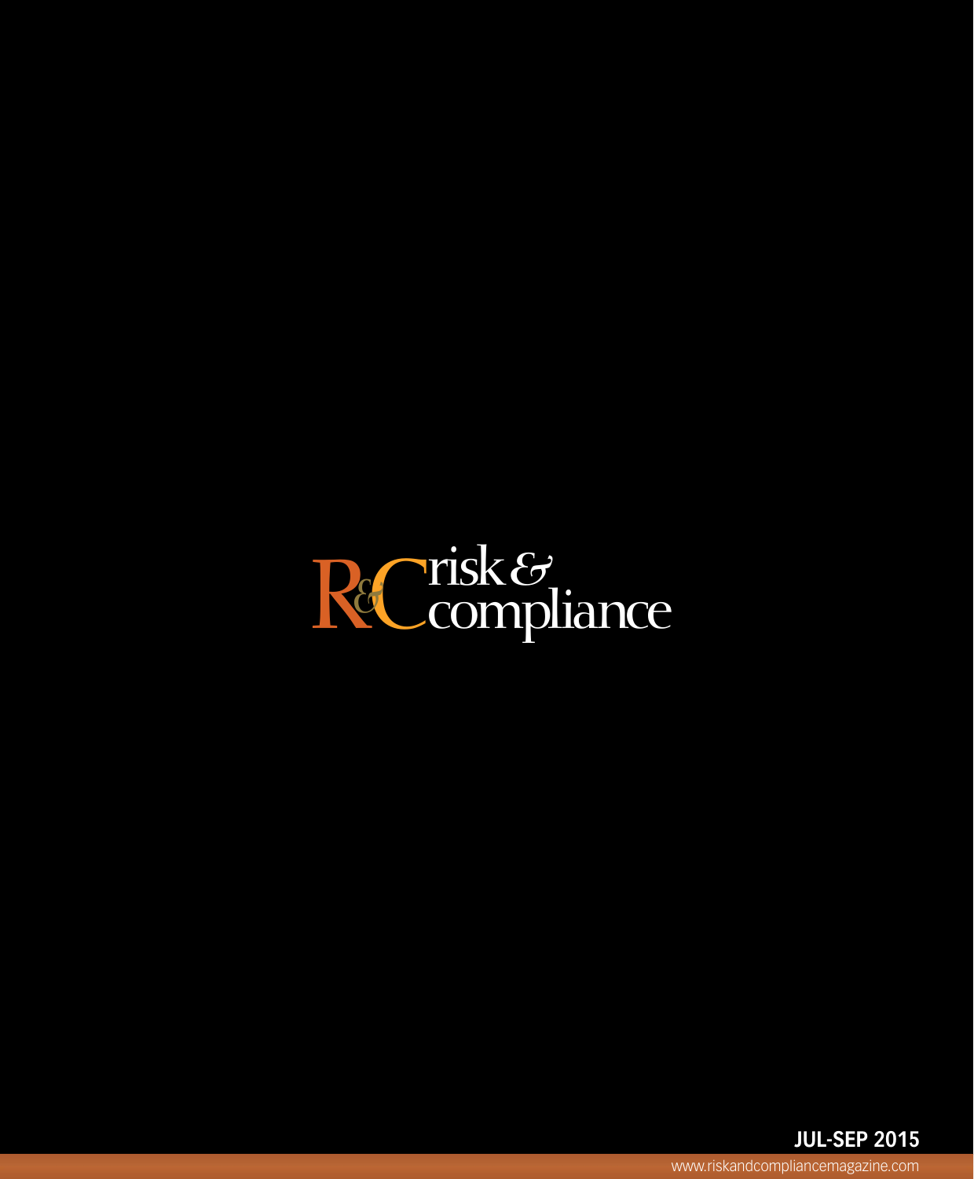R&C risk & compliance

JUL-SEP 2015

www.riskandcompliancemagazine.com